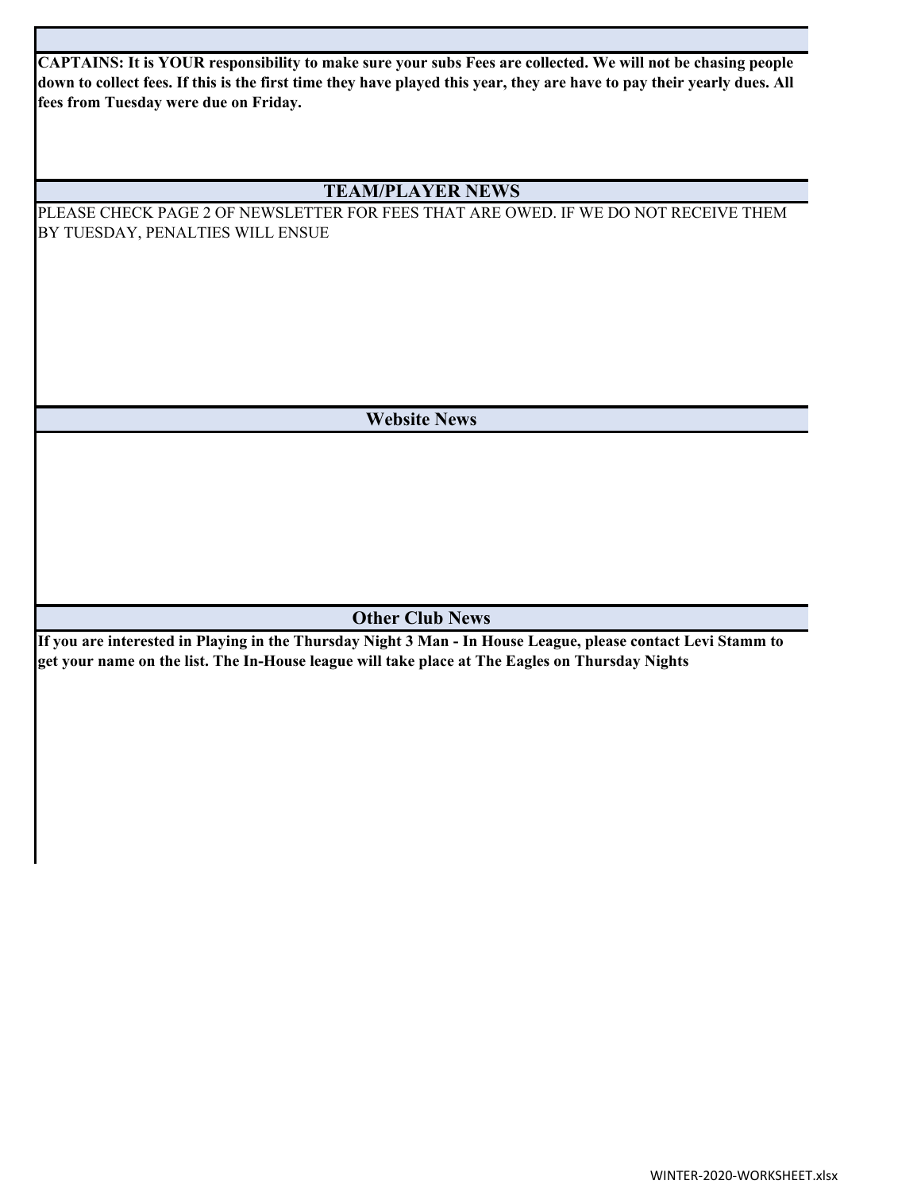**CAPTAINS: It is YOUR responsibility to make sure your subs Fees are collected. We will not be chasing people down to collect fees. If this is the first time they have played this year, they are have to pay their yearly dues. All fees from Tuesday were due on Friday.**

## TEAM/PLAYER NEWS

PLEASE CHECK PAGE 2 OF NEWSLETTER FOR FEES THAT ARE OWED. IF WE DO NOT RECEIVE THEM BY TUESDAY, PENALTIES WILL ENSUE

## Website News

## Other Club News

**If you are interested in Playing in the Thursday Night 3 Man - In House League, please contact Levi Stamm to get your name on the list. The In-House league will take place at The Eagles on Thursday Nights**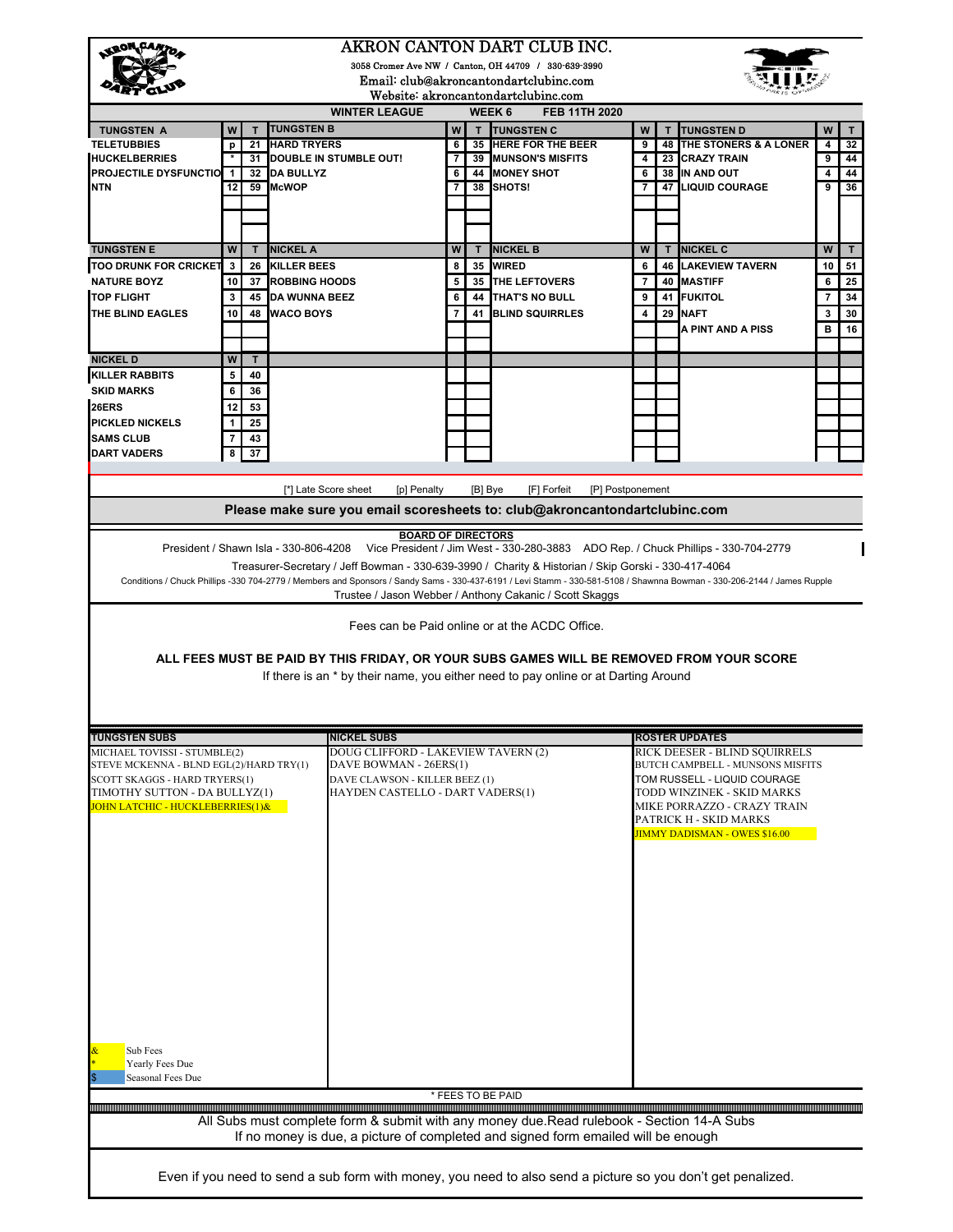# AKRON CANTON DART CLUB INC.

3058 Cromer Ave NW / Canton, OH 44709 / 330-639-3990

Email: club@akroncantondartclubinc.com

Website: akroncantondartclubinc.com

**WINTER LEAGUE — WEEK 6 — FEB 11TH 2020**

| TUNGSTEN A | W | T | TUNGSTEN B | W | T | TUNGSTEN C | W | T | TUNGSTEN D | W | T |
|---|---|---|---|---|---|---|---|---|---|---|---|
| TELETUBBIES | p | 21 | HARD TRYERS | 6 | 35 | HERE FOR THE BEER | 9 | 48 | THE STONERS & A LONER | 4 | 32 |
| HUCKELBERRIES | * | 31 | DOUBLE IN STUMBLE OUT! | 7 | 39 | MUNSON'S MISFITS | 4 | 23 | CRAZY TRAIN | 9 | 44 |
| PROJECTILE DYSFUNCTIO | 1 | 32 | DA BULLYZ | 6 | 44 | MONEY SHOT | 6 | 38 | IN AND OUT | 4 | 44 |
| NTN | 12 | 59 | McWOP | 7 | 38 | SHOTS! | 7 | 47 | LIQUID COURAGE | 9 | 36 |

| TUNGSTEN E | W | T | NICKEL A | W | T | NICKEL B | W | T | NICKEL C | W | T |
|---|---|---|---|---|---|---|---|---|---|---|---|
| TOO DRUNK FOR CRICKET | 3 | 26 | KILLER BEES | 8 | 35 | WIRED | 6 | 46 | LAKEVIEW TAVERN | 10 | 51 |
| NATURE BOYZ | 10 | 37 | ROBBING HOODS | 5 | 35 | THE LEFTOVERS | 7 | 40 | MASTIFF | 6 | 25 |
| TOP FLIGHT | 3 | 45 | DA WUNNA BEEZ | 6 | 44 | THAT'S NO BULL | 9 | 41 | FUKITOL | 7 | 34 |
| THE BLIND EAGLES | 10 | 48 | WACO BOYS | 7 | 41 | BLIND SQUIRRLES | 4 | 29 | NAFT | 3 | 30 |
| | | | | | | | | | A PINT AND A PISS | B | 16 |

| NICKEL D | W | T |
|---|---|---|
| KILLER RABBITS | 5 | 40 |
| SKID MARKS | 6 | 36 |
| 26ERS | 12 | 53 |
| PICKLED NICKELS | 1 | 25 |
| SAMS CLUB | 7 | 43 |
| DART VADERS | 8 | 37 |

[*] Late Score sheet [p] Penalty [B] Bye [F] Forfeit [P] Postponement

**Please make sure you email scoresheets to: club@akroncantondartclubinc.com**

**BOARD OF DIRECTORS**

President / Shawn Isla - 330-806-4208 Vice President / Jim West - 330-280-3883 ADO Rep. / Chuck Phillips - 330-704-2779

Treasurer-Secretary / Jeff Bowman - 330-639-3990 / Charity & Historian / Skip Gorski - 330-417-4064

Conditions / Chuck Phillips -330 704-2779 / Members and Sponsors / Sandy Sams - 330-437-6191 / Levi Stamm - 330-581-5108 / Shawnna Bowman - 330-206-2144 / James Rupple

Trustee / Jason Webber / Anthony Cakanic / Scott Skaggs

Fees can be Paid online or at the ACDC Office.

**ALL FEES MUST BE PAID BY THIS FRIDAY, OR YOUR SUBS GAMES WILL BE REMOVED FROM YOUR SCORE**

If there is an * by their name, you either need to pay online or at Darting Around

| TUNGSTEN SUBS | NICKEL SUBS | ROSTER UPDATES |
|---|---|---|
| MICHAEL TOVISSI - STUMBLE(2) | DOUG CLIFFORD - LAKEVIEW TAVERN (2) | RICK DEESER - BLIND SQUIRRELS |
| STEVE MCKENNA - BLND EGL(2)/HARD TRY(1) | DAVE BOWMAN - 26ERS(1) | BUTCH CAMPBELL - MUNSONS MISFITS |
| SCOTT SKAGGS - HARD TRYERS(1) | DAVE CLAWSON - KILLER BEEZ (1) | TOM RUSSELL - LIQUID COURAGE |
| TIMOTHY SUTTON - DA BULLYZ(1) | HAYDEN CASTELLO - DART VADERS(1) | TODD WINZINEK - SKID MARKS |
| JOHN LATCHIC - HUCKLEBERRIES(1)& | | MIKE PORRAZZO - CRAZY TRAIN |
| | | PATRICK H - SKID MARKS |
| | | JIMMY DADISMAN - OWES $16.00 |

& Sub Fees
* Yearly Fees Due
$ Seasonal Fees Due

* FEES TO BE PAID

All Subs must complete form & submit with any money due.Read rulebook - Section 14-A Subs
If no money is due, a picture of completed and signed form emailed will be enough

Even if you need to send a sub form with money, you need to also send a picture so you don't get penalized.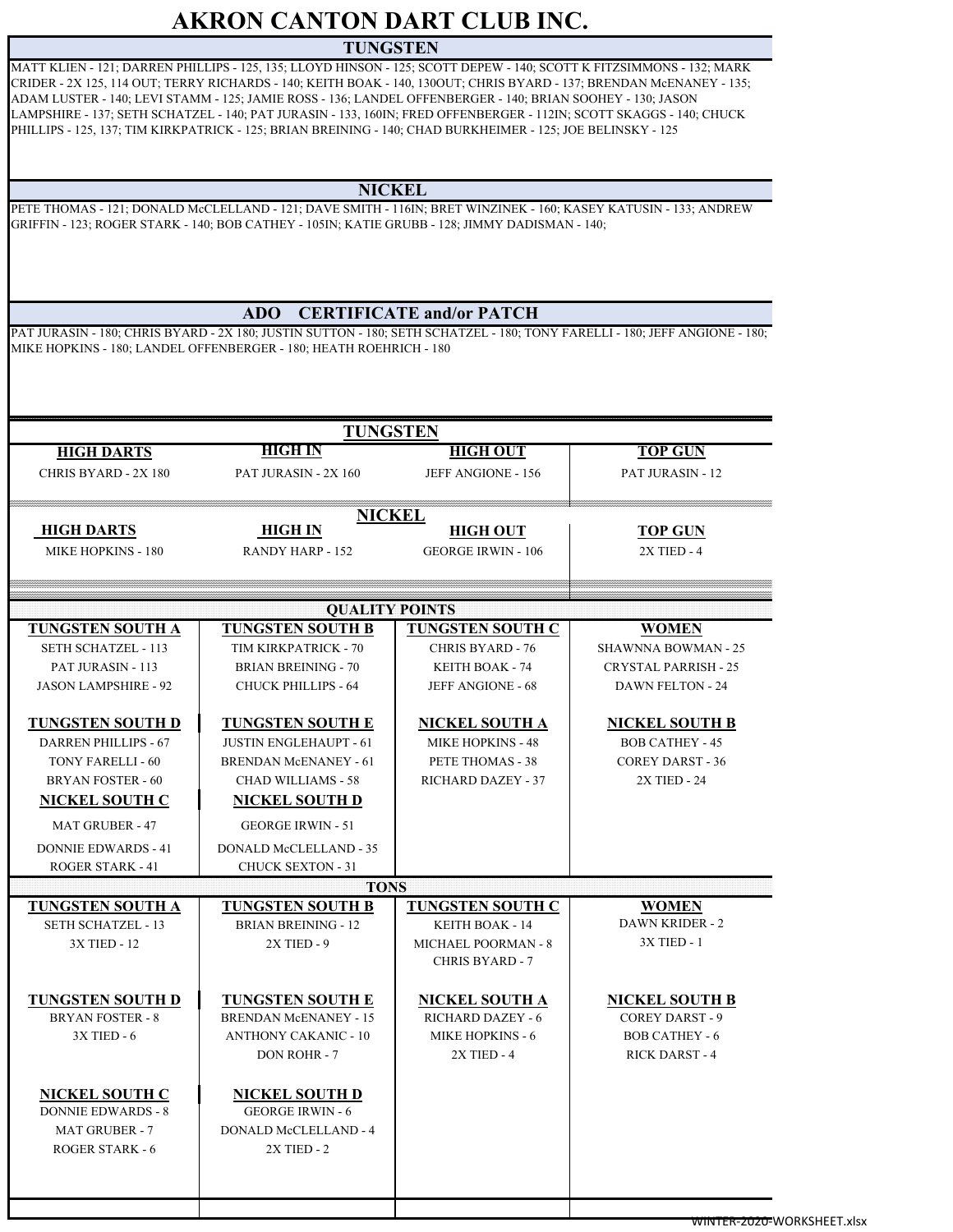# AKRON CANTON DART CLUB INC.

## TUNGSTEN

MATT KLIEN - 121; DARREN PHILLIPS - 125, 135; LLOYD HINSON - 125; SCOTT DEPEW - 140; SCOTT K FITZSIMMONS - 132; MARK CRIDER - 2X 125, 114 OUT; TERRY RICHARDS - 140; KEITH BOAK - 140, 130OUT; CHRIS BYARD - 137; BRENDAN McENANEY - 135; ADAM LUSTER - 140; LEVI STAMM - 125; JAMIE ROSS - 136; LANDEL OFFENBERGER - 140; BRIAN SOOHEY - 130; JASON LAMPSHIRE - 137; SETH SCHATZEL - 140; PAT JURASIN - 133, 160IN; FRED OFFENBERGER - 112IN; SCOTT SKAGGS - 140; CHUCK PHILLIPS - 125, 137; TIM KIRKPATRICK - 125; BRIAN BREINING - 140; CHAD BURKHEIMER - 125; JOE BELINSKY - 125

## NICKEL

PETE THOMAS - 121; DONALD McCLELLAND - 121; DAVE SMITH - 116IN; BRET WINZINEK - 160; KASEY KATUSIN - 133; ANDREW GRIFFIN - 123; ROGER STARK - 140; BOB CATHEY - 105IN; KATIE GRUBB - 128; JIMMY DADISMAN - 140;

## ADO CERTIFICATE and/or PATCH

PAT JURASIN - 180; CHRIS BYARD - 2X 180; JUSTIN SUTTON - 180; SETH SCHATZEL - 180; TONY FARELLI - 180; JEFF ANGIONE - 180; MIKE HOPKINS - 180; LANDEL OFFENBERGER - 180; HEATH ROEHRICH - 180

## TUNGSTEN

| HIGH DARTS | HIGH IN | HIGH OUT | TOP GUN |
|---|---|---|---|
| CHRIS BYARD - 2X 180 | PAT JURASIN - 2X 160 | JEFF ANGIONE - 156 | PAT JURASIN - 12 |

## NICKEL

| HIGH DARTS | HIGH IN | HIGH OUT | TOP GUN |
|---|---|---|---|
| MIKE HOPKINS - 180 | RANDY HARP - 152 | GEORGE IRWIN - 106 | 2X TIED - 4 |

## QUALITY POINTS

| TUNGSTEN SOUTH A | TUNGSTEN SOUTH B | TUNGSTEN SOUTH C | WOMEN |
|---|---|---|---|
| SETH SCHATZEL - 113 | TIM KIRKPATRICK - 70 | CHRIS BYARD - 76 | SHAWNNA BOWMAN - 25 |
| PAT JURASIN - 113 | BRIAN BREINING - 70 | KEITH BOAK - 74 | CRYSTAL PARRISH - 25 |
| JASON LAMPSHIRE - 92 | CHUCK PHILLIPS - 64 | JEFF ANGIONE - 68 | DAWN FELTON - 24 |
| **TUNGSTEN SOUTH D** | **TUNGSTEN SOUTH E** | **NICKEL SOUTH A** | **NICKEL SOUTH B** |
| DARREN PHILLIPS - 67 | JUSTIN ENGLEHAUPT - 61 | MIKE HOPKINS - 48 | BOB CATHEY - 45 |
| TONY FARELLI - 60 | BRENDAN McENANEY - 61 | PETE THOMAS - 38 | COREY DARST - 36 |
| BRYAN FOSTER - 60 | CHAD WILLIAMS - 58 | RICHARD DAZEY - 37 | 2X TIED - 24 |
| **NICKEL SOUTH C** | **NICKEL SOUTH D** | | |
| MAT GRUBER - 47 | GEORGE IRWIN - 51 | | |
| DONNIE EDWARDS - 41 | DONALD McCLELLAND - 35 | | |
| ROGER STARK - 41 | CHUCK SEXTON - 31 | | |

## TONS

| TUNGSTEN SOUTH A | TUNGSTEN SOUTH B | TUNGSTEN SOUTH C | WOMEN |
|---|---|---|---|
| SETH SCHATZEL - 13 | BRIAN BREINING - 12 | KEITH BOAK - 14 | DAWN KRIDER - 2 |
| 3X TIED - 12 | 2X TIED - 9 | MICHAEL POORMAN - 8 | 3X TIED - 1 |
| | | CHRIS BYARD - 7 | |
| **TUNGSTEN SOUTH D** | **TUNGSTEN SOUTH E** | **NICKEL SOUTH A** | **NICKEL SOUTH B** |
| BRYAN FOSTER - 8 | BRENDAN McENANEY - 15 | RICHARD DAZEY - 6 | COREY DARST - 9 |
| 3X TIED - 6 | ANTHONY CAKANIC - 10 | MIKE HOPKINS - 6 | BOB CATHEY - 6 |
| | DON ROHR - 7 | 2X TIED - 4 | RICK DARST - 4 |
| **NICKEL SOUTH C** | **NICKEL SOUTH D** | | |
| DONNIE EDWARDS - 8 | GEORGE IRWIN - 6 | | |
| MAT GRUBER - 7 | DONALD McCLELLAND - 4 | | |
| ROGER STARK - 6 | 2X TIED - 2 | | |